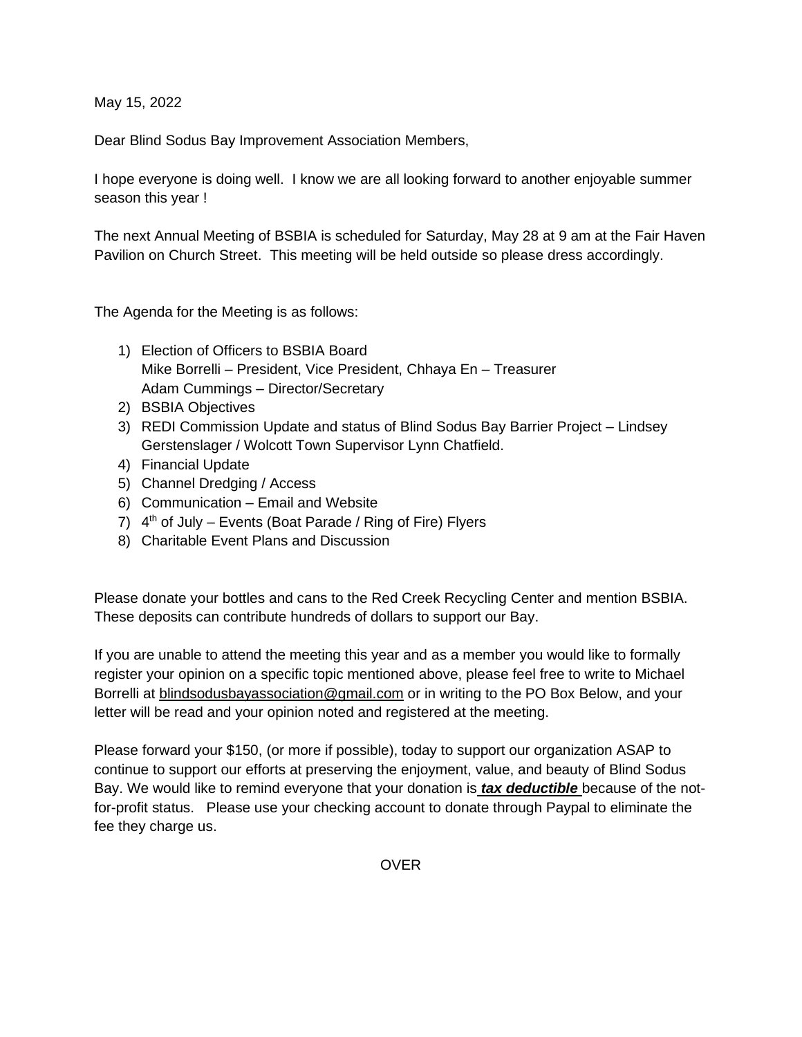May 15, 2022

Dear Blind Sodus Bay Improvement Association Members,

I hope everyone is doing well. I know we are all looking forward to another enjoyable summer season this year !

The next Annual Meeting of BSBIA is scheduled for Saturday, May 28 at 9 am at the Fair Haven Pavilion on Church Street. This meeting will be held outside so please dress accordingly.

The Agenda for the Meeting is as follows:

1) Election of Officers to BSBIA Board
   Mike Borrelli – President, Vice President, Chhaya En – Treasurer
   Adam Cummings – Director/Secretary
2) BSBIA Objectives
3) REDI Commission Update and status of Blind Sodus Bay Barrier Project – Lindsey Gerstenslager / Wolcott Town Supervisor Lynn Chatfield.
4) Financial Update
5) Channel Dredging / Access
6) Communication – Email and Website
7) 4th of July – Events (Boat Parade / Ring of Fire) Flyers
8) Charitable Event Plans and Discussion

Please donate your bottles and cans to the Red Creek Recycling Center and mention BSBIA. These deposits can contribute hundreds of dollars to support our Bay.

If you are unable to attend the meeting this year and as a member you would like to formally register your opinion on a specific topic mentioned above, please feel free to write to Michael Borrelli at blindsodusbayassociation@gmail.com or in writing to the PO Box Below, and your letter will be read and your opinion noted and registered at the meeting.

Please forward your $150, (or more if possible), today to support our organization ASAP to continue to support our efforts at preserving the enjoyment, value, and beauty of Blind Sodus Bay. We would like to remind everyone that your donation is ***tax deductible*** because of the not-for-profit status. Please use your checking account to donate through Paypal to eliminate the fee they charge us.

OVER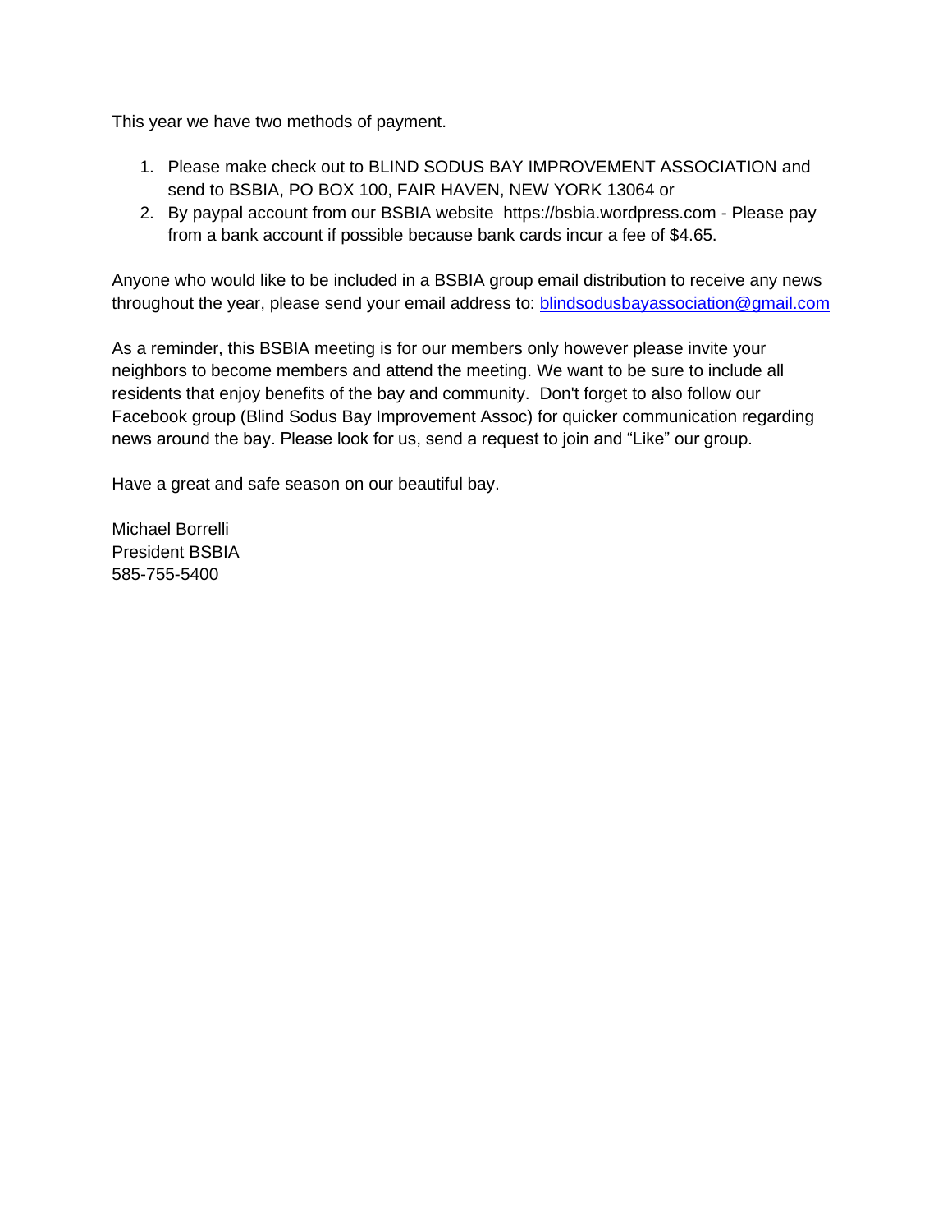This year we have two methods of payment.

1. Please make check out to BLIND SODUS BAY IMPROVEMENT ASSOCIATION and send to BSBIA, PO BOX 100, FAIR HAVEN, NEW YORK 13064 or
2. By paypal account from our BSBIA website https://bsbia.wordpress.com - Please pay from a bank account if possible because bank cards incur a fee of $4.65.

Anyone who would like to be included in a BSBIA group email distribution to receive any news throughout the year, please send your email address to: blindsodusbayassociation@gmail.com

As a reminder, this BSBIA meeting is for our members only however please invite your neighbors to become members and attend the meeting. We want to be sure to include all residents that enjoy benefits of the bay and community. Don't forget to also follow our Facebook group (Blind Sodus Bay Improvement Assoc) for quicker communication regarding news around the bay. Please look for us, send a request to join and “Like” our group.

Have a great and safe season on our beautiful bay.

Michael Borrelli
President BSBIA
585-755-5400